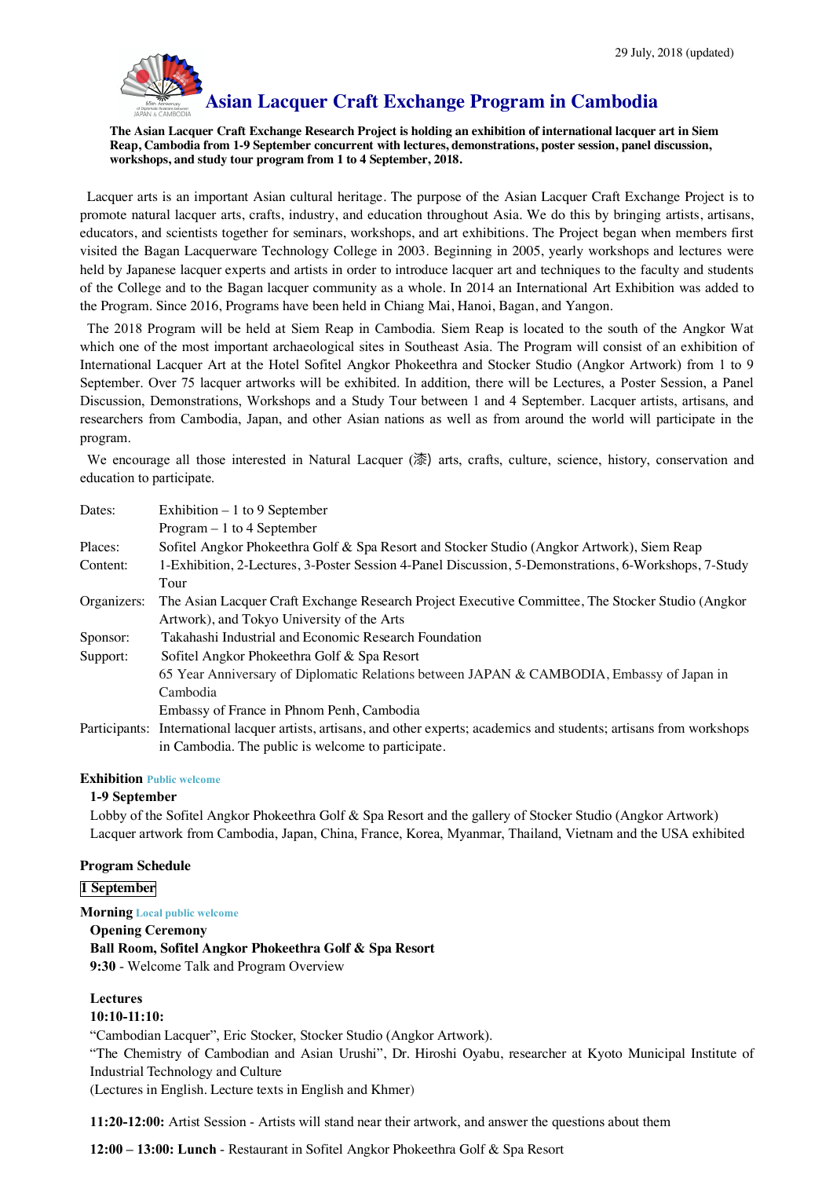29 July, 2018 (updated)

# Asian Lacquer Craft Exchange Program in Cambodia

**The Asian Lacquer Craft Exchange Research Project is holding an exhibition of international lacquer art in Siem Reap, Cambodia from 1-9 September concurrent with lectures, demonstrations, poster session, panel discussion, workshops, and study tour program from 1 to 4 September, 2018.**

Lacquer arts is an important Asian cultural heritage. The purpose of the Asian Lacquer Craft Exchange Project is to promote natural lacquer arts, crafts, industry, and education throughout Asia. We do this by bringing artists, artisans, educators, and scientists together for seminars, workshops, and art exhibitions. The Project began when members first visited the Bagan Lacquerware Technology College in 2003. Beginning in 2005, yearly workshops and lectures were held by Japanese lacquer experts and artists in order to introduce lacquer art and techniques to the faculty and students of the College and to the Bagan lacquer community as a whole. In 2014 an International Art Exhibition was added to the Program. Since 2016, Programs have been held in Chiang Mai, Hanoi, Bagan, and Yangon.

The 2018 Program will be held at Siem Reap in Cambodia. Siem Reap is located to the south of the Angkor Wat which one of the most important archaeological sites in Southeast Asia. The Program will consist of an exhibition of International Lacquer Art at the Hotel Sofitel Angkor Phokeethra and Stocker Studio (Angkor Artwork) from 1 to 9 September. Over 75 lacquer artworks will be exhibited. In addition, there will be Lectures, a Poster Session, a Panel Discussion, Demonstrations, Workshops and a Study Tour between 1 and 4 September. Lacquer artists, artisans, and researchers from Cambodia, Japan, and other Asian nations as well as from around the world will participate in the program.

We encourage all those interested in Natural Lacquer (漆) arts, crafts, culture, science, history, conservation and education to participate.

Dates: Exhibition – 1 to 9 September
Program – 1 to 4 September

Places: Sofitel Angkor Phokeethra Golf & Spa Resort and Stocker Studio (Angkor Artwork), Siem Reap

Content: 1-Exhibition, 2-Lectures, 3-Poster Session 4-Panel Discussion, 5-Demonstrations, 6-Workshops, 7-Study Tour

Organizers: The Asian Lacquer Craft Exchange Research Project Executive Committee, The Stocker Studio (Angkor Artwork), and Tokyo University of the Arts

Sponsor: Takahashi Industrial and Economic Research Foundation

Support: Sofitel Angkor Phokeethra Golf & Spa Resort
65 Year Anniversary of Diplomatic Relations between JAPAN & CAMBODIA, Embassy of Japan in Cambodia
Embassy of France in Phnom Penh, Cambodia

Participants: International lacquer artists, artisans, and other experts; academics and students; artisans from workshops in Cambodia. The public is welcome to participate.

### Exhibition Public welcome

**1-9 September**
Lobby of the Sofitel Angkor Phokeethra Golf & Spa Resort and the gallery of Stocker Studio (Angkor Artwork)
Lacquer artwork from Cambodia, Japan, China, France, Korea, Myanmar, Thailand, Vietnam and the USA exhibited

### Program Schedule

**1 September**

**Morning** Local public welcome

**Opening Ceremony**
**Ball Room, Sofitel Angkor Phokeethra Golf & Spa Resort**
**9:30** - Welcome Talk and Program Overview

**Lectures**
**10:10-11:10:**
"Cambodian Lacquer", Eric Stocker, Stocker Studio (Angkor Artwork).
"The Chemistry of Cambodian and Asian Urushi", Dr. Hiroshi Oyabu, researcher at Kyoto Municipal Institute of Industrial Technology and Culture
(Lectures in English. Lecture texts in English and Khmer)

**11:20-12:00:** Artist Session - Artists will stand near their artwork, and answer the questions about them

**12:00 – 13:00: Lunch** - Restaurant in Sofitel Angkor Phokeethra Golf & Spa Resort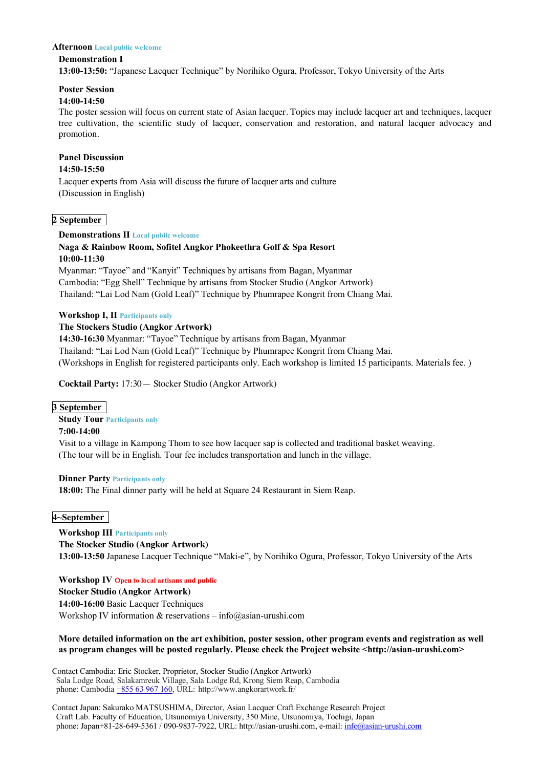**Afternoon** Local public welcome

**Demonstration I**

**13:00-13:50:** "Japanese Lacquer Technique" by Norihiko Ogura, Professor, Tokyo University of the Arts

**Poster Session**

**14:00-14:50**

The poster session will focus on current state of Asian lacquer. Topics may include lacquer art and techniques, lacquer tree cultivation, the scientific study of lacquer, conservation and restoration, and natural lacquer advocacy and promotion.

**Panel Discussion**

**14:50-15:50**

Lacquer experts from Asia will discuss the future of lacquer arts and culture
(Discussion in English)

## 2 September

**Demonstrations II** Local public welcome

**Naga & Rainbow Room, Sofitel Angkor Phokeethra Golf & Spa Resort**

**10:00-11:30**

Myanmar: "Tayoe" and "Kanyit" Techniques by artisans from Bagan, Myanmar
Cambodia: "Egg Shell" Technique by artisans from Stocker Studio (Angkor Artwork)
Thailand: "Lai Lod Nam (Gold Leaf)" Technique by Phumrapee Kongrit from Chiang Mai.

**Workshop I, II** Participants only

**The Stockers Studio (Angkor Artwork)**

**14:30-16:30** Myanmar: "Tayoe" Technique by artisans from Bagan, Myanmar
Thailand: "Lai Lod Nam (Gold Leaf)" Technique by Phumrapee Kongrit from Chiang Mai.
(Workshops in English for registered participants only. Each workshop is limited 15 participants. Materials fee. )

**Cocktail Party:** 17:30— Stocker Studio (Angkor Artwork)

## 3 September

**Study Tour** Participants only

**7:00-14:00**

Visit to a village in Kampong Thom to see how lacquer sap is collected and traditional basket weaving.
(The tour will be in English. Tour fee includes transportation and lunch in the village.

**Dinner Party** Participants only

**18:00:** The Final dinner party will be held at Square 24 Restaurant in Siem Reap.

## 4~September

**Workshop III** Participants only

**The Stocker Studio (Angkor Artwork)**

**13:00-13:50** Japanese Lacquer Technique "Maki-e", by Norihiko Ogura, Professor, Tokyo University of the Arts

**Workshop IV** Open to local artisans and public

**Stocker Studio (Angkor Artwork)**

**14:00-16:00** Basic Lacquer Techniques
Workshop IV information & reservations – info@asian-urushi.com

**More detailed information on the art exhibition, poster session, other program events and registration as well as program changes will be posted regularly. Please check the Project website <http://asian-urushi.com>**

Contact Cambodia: Eric Stocker, Proprietor, Stocker Studio (Angkor Artwork)
Sala Lodge Road, Salakamreuk Village, Sala Lodge Rd, Krong Siem Reap, Cambodia
phone: Cambodia +855 63 967 160, URL: http://www.angkorartwork.fr/

Contact Japan: Sakurako MATSUSHIMA, Director, Asian Lacquer Craft Exchange Research Project
Craft Lab. Faculty of Education, Utsunomiya University, 350 Mine, Utsunomiya, Tochigi, Japan
phone: Japan+81-28-649-5361 / 090-9837-7922, URL: http://asian-urushi.com, e-mail: info@asian-urushi.com